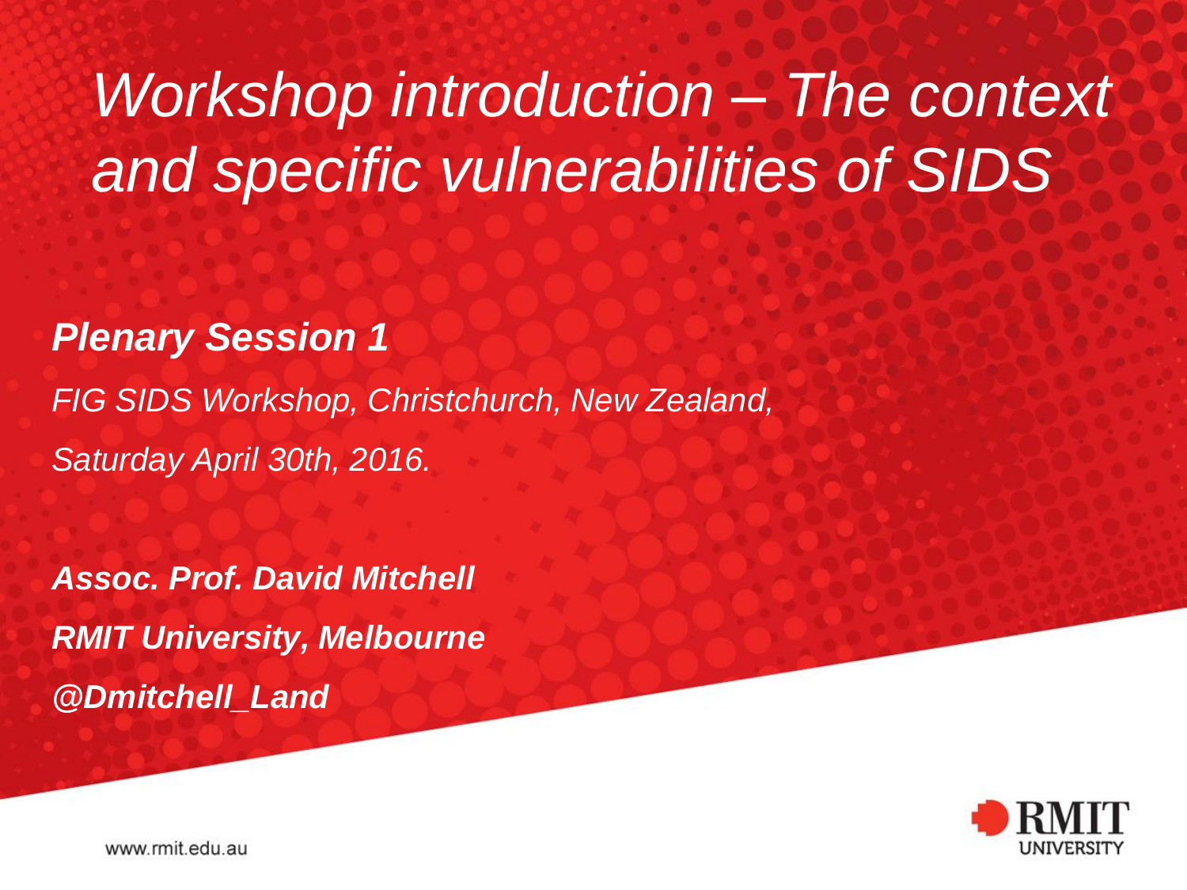# *Workshop introduction – The context and specific vulnerabilities of SIDS*

***Plenary Session 1***

*FIG SIDS Workshop, Christchurch, New Zealand,*

*Saturday April 30th, 2016.*

***Assoc. Prof. David Mitchell***

***RMIT University, Melbourne***

***@Dmitchell_Land***

www.rmit.edu.au

RMIT UNIVERSITY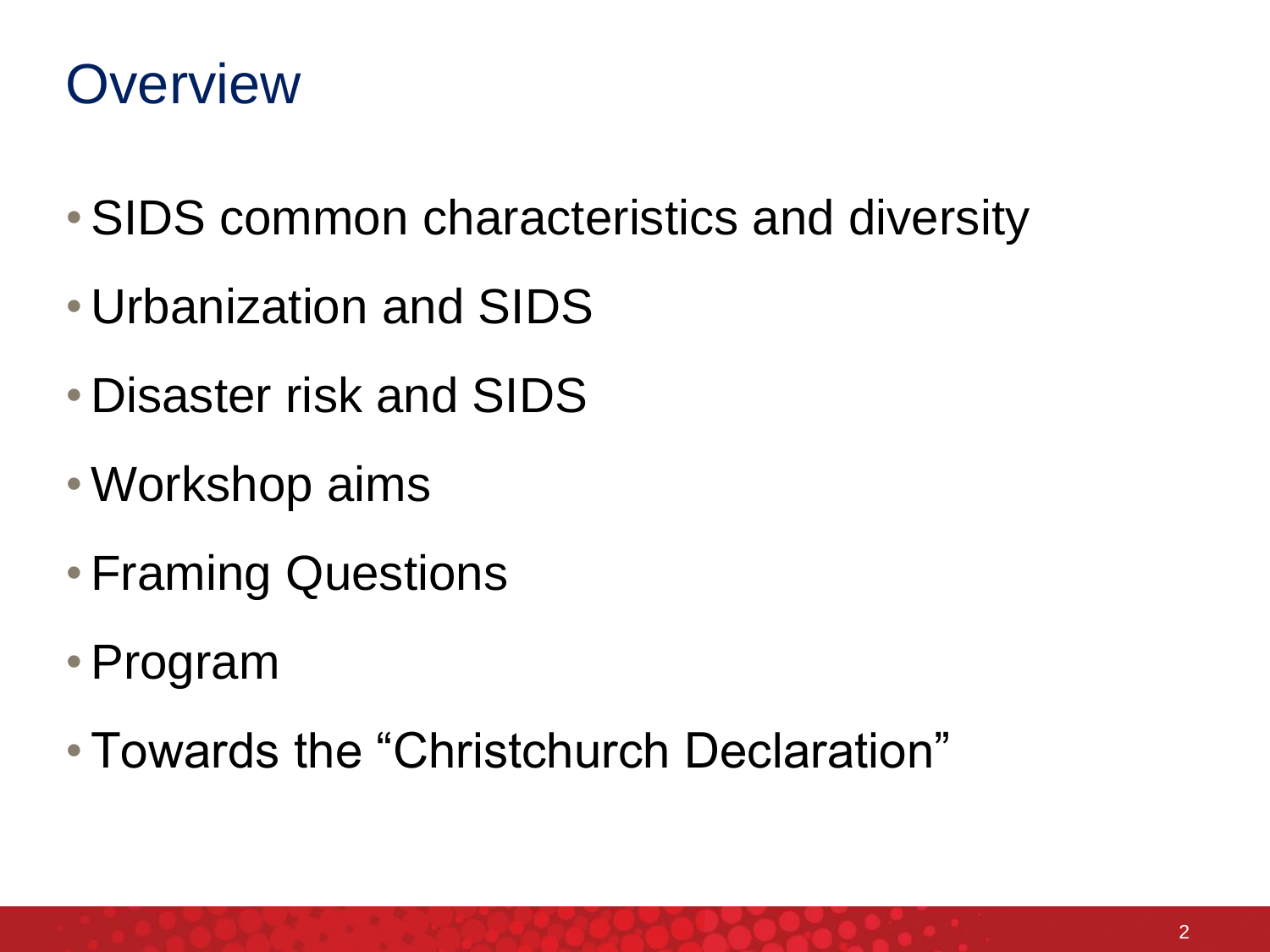# Overview

- SIDS common characteristics and diversity
- Urbanization and SIDS
- Disaster risk and SIDS
- Workshop aims
- Framing Questions
- Program
- Towards the “Christchurch Declaration”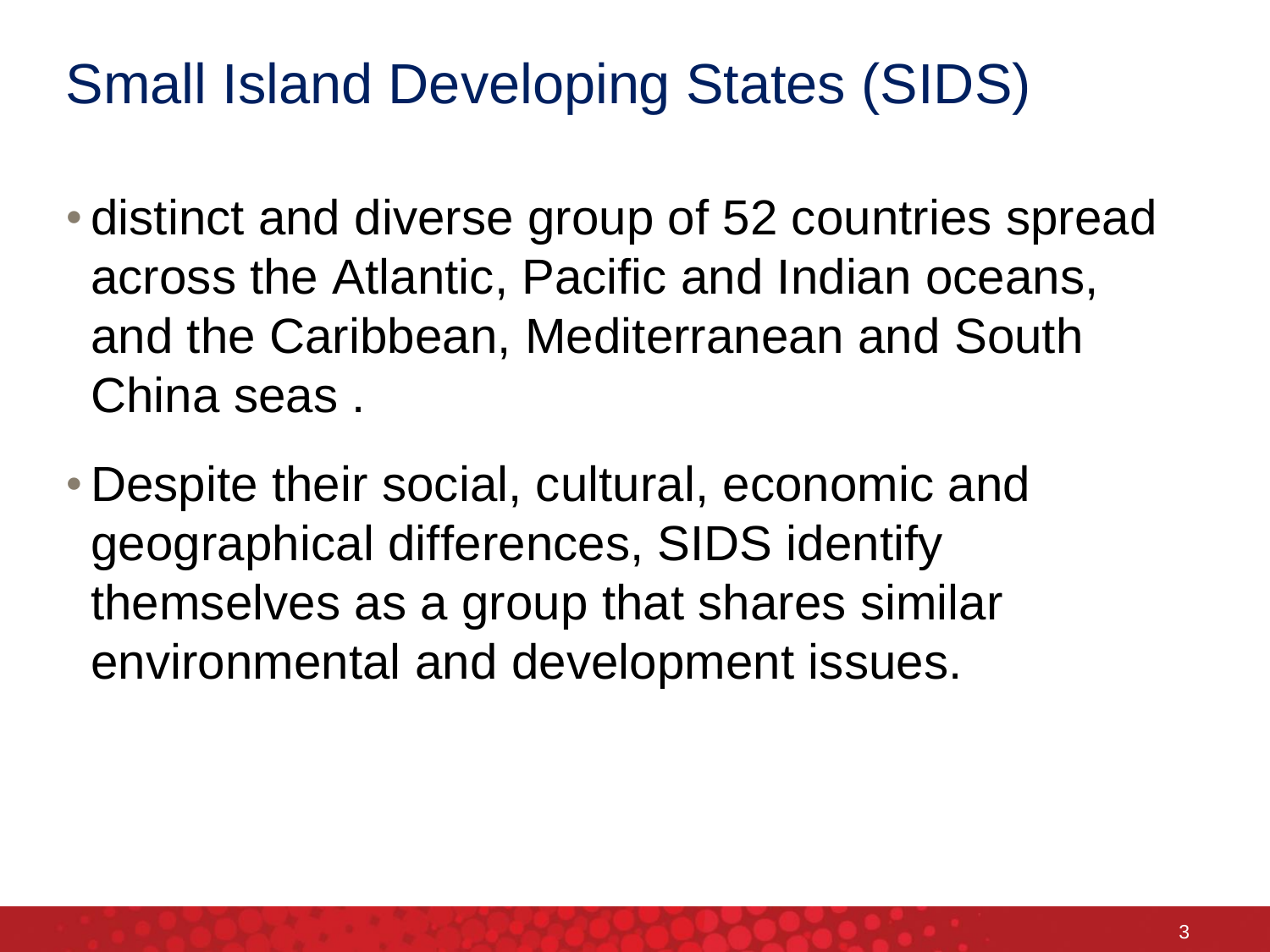# Small Island Developing States (SIDS)

- distinct and diverse group of 52 countries spread across the Atlantic, Pacific and Indian oceans, and the Caribbean, Mediterranean and South China seas .
- Despite their social, cultural, economic and geographical differences, SIDS identify themselves as a group that shares similar environmental and development issues.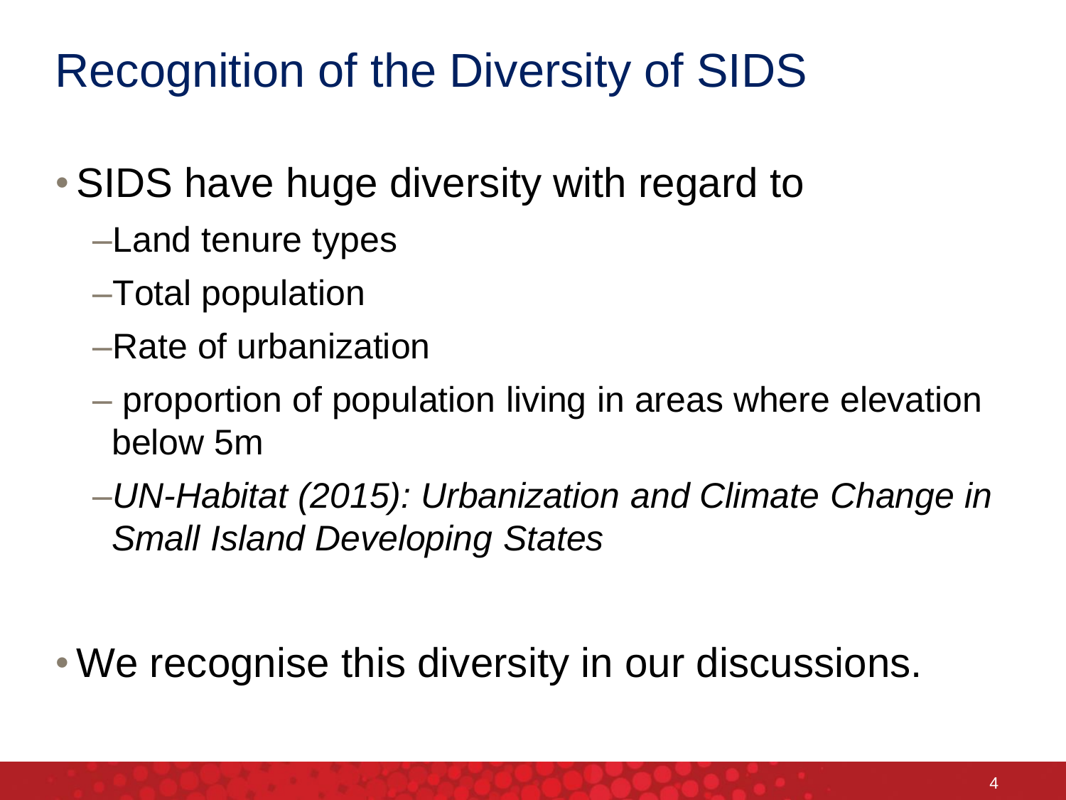# Recognition of the Diversity of SIDS

- SIDS have huge diversity with regard to
  - Land tenure types
  - Total population
  - Rate of urbanization
  - proportion of population living in areas where elevation below 5m
  - *UN-Habitat (2015): Urbanization and Climate Change in Small Island Developing States*

- We recognise this diversity in our discussions.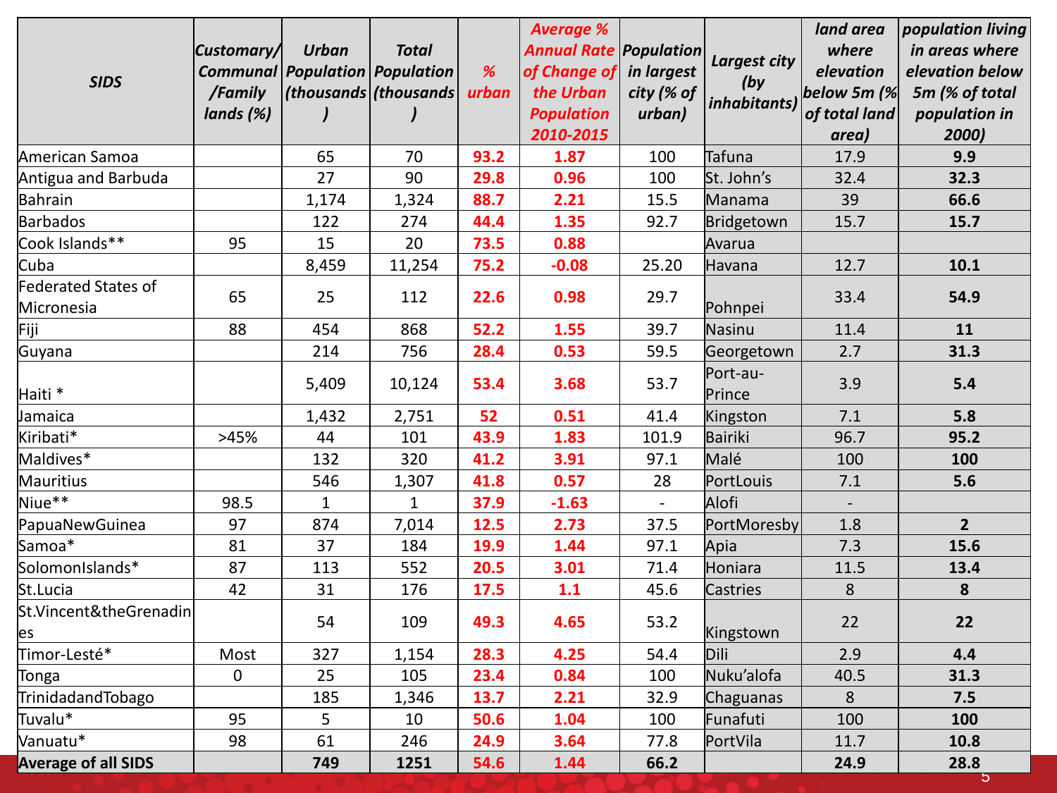| SIDS | Customary/ Communal /Family lands (%) | Urban Population (thousands) | Total Population (thousands) | % urban | Average % Annual Rate of Change of the Urban Population 2010-2015 | Population in largest city (% of urban) | Largest city (by inhabitants) | land area where elevation below 5m (% of total land area) | population living in areas where elevation below 5m (% of total population in 2000) |
|---|---|---|---|---|---|---|---|---|---|
| American Samoa | | 65 | 70 | **93.2** | **1.87** | 100 | Tafuna | 17.9 | **9.9** |
| Antigua and Barbuda | | 27 | 90 | **29.8** | **0.96** | 100 | St. John's | 32.4 | **32.3** |
| Bahrain | | 1,174 | 1,324 | **88.7** | **2.21** | 15.5 | Manama | 39 | **66.6** |
| Barbados | | 122 | 274 | **44.4** | **1.35** | 92.7 | Bridgetown | 15.7 | **15.7** |
| Cook Islands** | 95 | 15 | 20 | **73.5** | **0.88** | | Avarua | | |
| Cuba | | 8,459 | 11,254 | **75.2** | **-0.08** | 25.20 | Havana | 12.7 | **10.1** |
| Federated States of Micronesia | 65 | 25 | 112 | **22.6** | **0.98** | 29.7 | Pohnpei | 33.4 | **54.9** |
| Fiji | 88 | 454 | 868 | **52.2** | **1.55** | 39.7 | Nasinu | 11.4 | **11** |
| Guyana | | 214 | 756 | **28.4** | **0.53** | 59.5 | Georgetown | 2.7 | **31.3** |
| Haiti * | | 5,409 | 10,124 | **53.4** | **3.68** | 53.7 | Port-au-Prince | 3.9 | **5.4** |
| Jamaica | | 1,432 | 2,751 | **52** | **0.51** | 41.4 | Kingston | 7.1 | **5.8** |
| Kiribati* | >45% | 44 | 101 | **43.9** | **1.83** | 101.9 | Bairiki | 96.7 | **95.2** |
| Maldives* | | 132 | 320 | **41.2** | **3.91** | 97.1 | Malé | 100 | **100** |
| Mauritius | | 546 | 1,307 | **41.8** | **0.57** | 28 | PortLouis | 7.1 | **5.6** |
| Niue** | 98.5 | 1 | 1 | **37.9** | **-1.63** | - | Alofi | - | |
| PapuaNewGuinea | 97 | 874 | 7,014 | **12.5** | **2.73** | 37.5 | PortMoresby | 1.8 | **2** |
| Samoa* | 81 | 37 | 184 | **19.9** | **1.44** | 97.1 | Apia | 7.3 | **15.6** |
| SolomonIslands* | 87 | 113 | 552 | **20.5** | **3.01** | 71.4 | Honiara | 11.5 | **13.4** |
| St.Lucia | 42 | 31 | 176 | **17.5** | **1.1** | 45.6 | Castries | 8 | **8** |
| St.Vincent&theGrenadines | | 54 | 109 | **49.3** | **4.65** | 53.2 | Kingstown | 22 | **22** |
| Timor-Lesté* | Most | 327 | 1,154 | **28.3** | **4.25** | 54.4 | Dili | 2.9 | **4.4** |
| Tonga | 0 | 25 | 105 | **23.4** | **0.84** | 100 | Nuku'alofa | 40.5 | **31.3** |
| TrinidadandTobago | | 185 | 1,346 | **13.7** | **2.21** | 32.9 | Chaguanas | 8 | **7.5** |
| Tuvalu* | 95 | 5 | 10 | **50.6** | **1.04** | 100 | Funafuti | 100 | **100** |
| Vanuatu* | 98 | 61 | 246 | **24.9** | **3.64** | 77.8 | PortVila | 11.7 | **10.8** |
| **Average of all SIDS** | | **749** | **1251** | **54.6** | **1.44** | **66.2** | | **24.9** | **28.8** |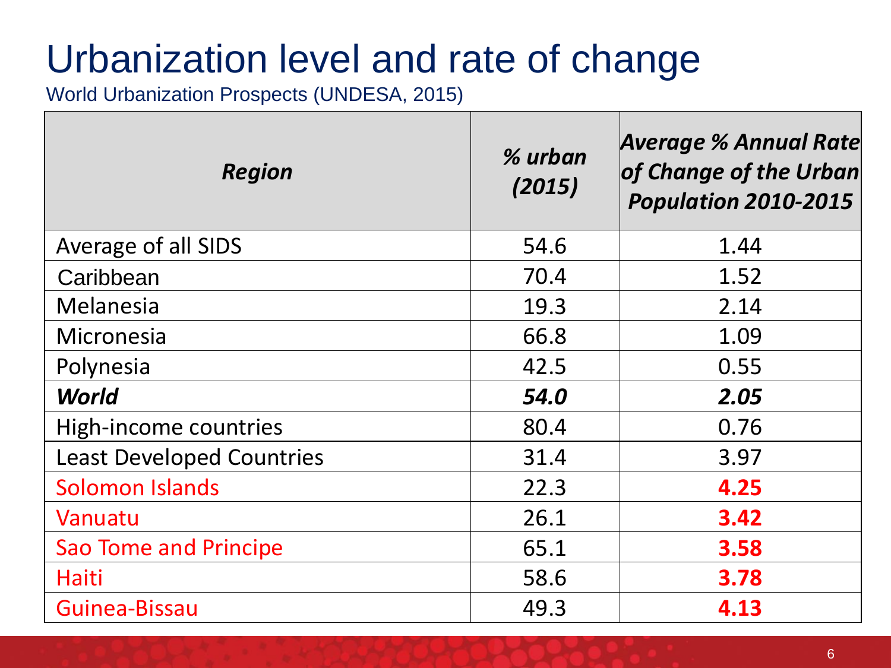# Urbanization level and rate of change

World Urbanization Prospects (UNDESA, 2015)

| ***Region*** | ***% urban (2015)*** | ***Average % Annual Rate of Change of the Urban Population 2010-2015*** |
|---|---|---|
| Average of all SIDS | 54.6 | 1.44 |
| Caribbean | 70.4 | 1.52 |
| Melanesia | 19.3 | 2.14 |
| Micronesia | 66.8 | 1.09 |
| Polynesia | 42.5 | 0.55 |
| ***World*** | ***54.0*** | ***2.05*** |
| High-income countries | 80.4 | 0.76 |
| Least Developed Countries | 31.4 | 3.97 |
| Solomon Islands | 22.3 | **4.25** |
| Vanuatu | 26.1 | **3.42** |
| Sao Tome and Principe | 65.1 | **3.58** |
| Haiti | 58.6 | **3.78** |
| Guinea-Bissau | 49.3 | **4.13** |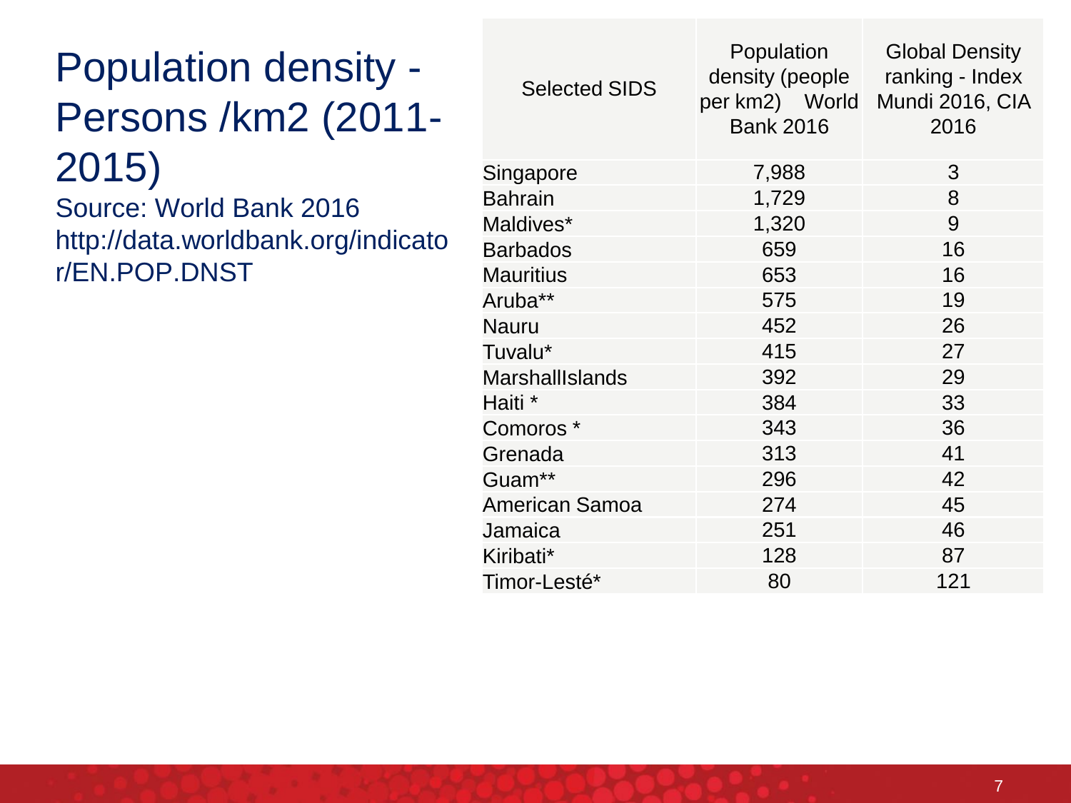# Population density - Persons /km2 (2011-2015)

Source: World Bank 2016 http://data.worldbank.org/indicator/EN.POP.DNST

| Selected SIDS | Population density (people per km2) World Bank 2016 | Global Density ranking - Index Mundi 2016, CIA 2016 |
|---|---|---|
| Singapore | 7,988 | 3 |
| Bahrain | 1,729 | 8 |
| Maldives* | 1,320 | 9 |
| Barbados | 659 | 16 |
| Mauritius | 653 | 16 |
| Aruba** | 575 | 19 |
| Nauru | 452 | 26 |
| Tuvalu* | 415 | 27 |
| MarshallIslands | 392 | 29 |
| Haiti * | 384 | 33 |
| Comoros * | 343 | 36 |
| Grenada | 313 | 41 |
| Guam** | 296 | 42 |
| American Samoa | 274 | 45 |
| Jamaica | 251 | 46 |
| Kiribati* | 128 | 87 |
| Timor-Lesté* | 80 | 121 |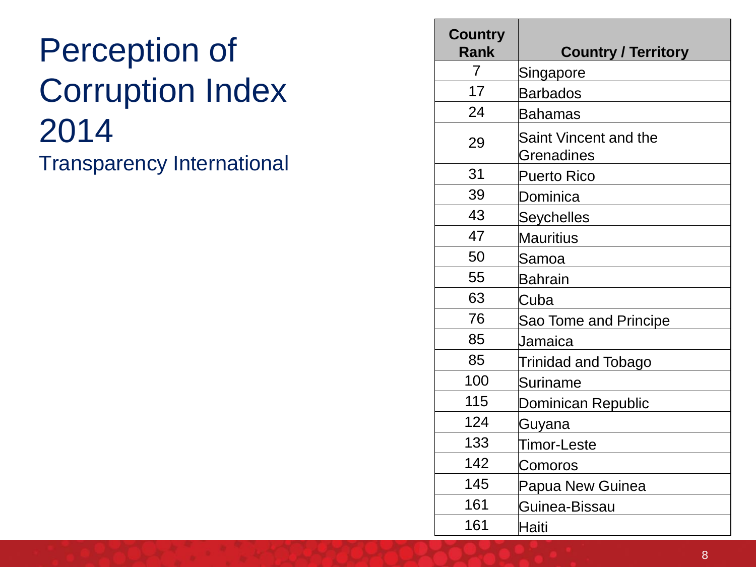# Perception of Corruption Index 2014

## Transparency International

| Country Rank | Country / Territory |
| --- | --- |
| 7 | Singapore |
| 17 | Barbados |
| 24 | Bahamas |
| 29 | Saint Vincent and the Grenadines |
| 31 | Puerto Rico |
| 39 | Dominica |
| 43 | Seychelles |
| 47 | Mauritius |
| 50 | Samoa |
| 55 | Bahrain |
| 63 | Cuba |
| 76 | Sao Tome and Principe |
| 85 | Jamaica |
| 85 | Trinidad and Tobago |
| 100 | Suriname |
| 115 | Dominican Republic |
| 124 | Guyana |
| 133 | Timor-Leste |
| 142 | Comoros |
| 145 | Papua New Guinea |
| 161 | Guinea-Bissau |
| 161 | Haiti |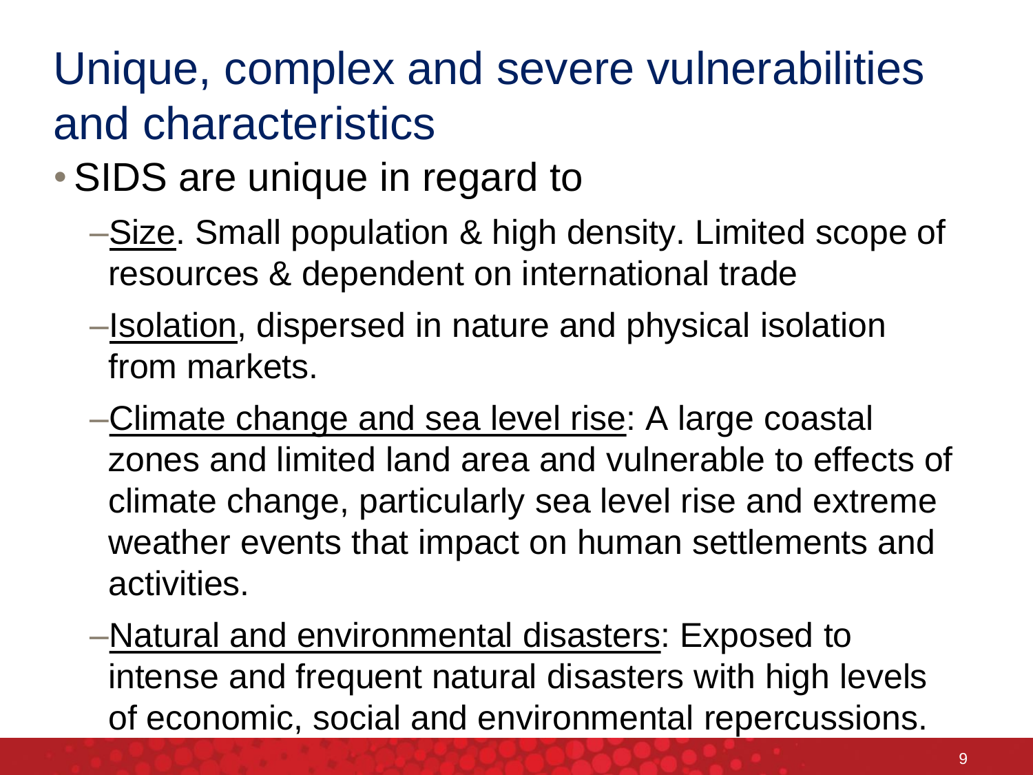# Unique, complex and severe vulnerabilities and characteristics

- SIDS are unique in regard to
  - Size. Small population & high density. Limited scope of resources & dependent on international trade
  - Isolation, dispersed in nature and physical isolation from markets.
  - Climate change and sea level rise: A large coastal zones and limited land area and vulnerable to effects of climate change, particularly sea level rise and extreme weather events that impact on human settlements and activities.
  - Natural and environmental disasters: Exposed to intense and frequent natural disasters with high levels of economic, social and environmental repercussions.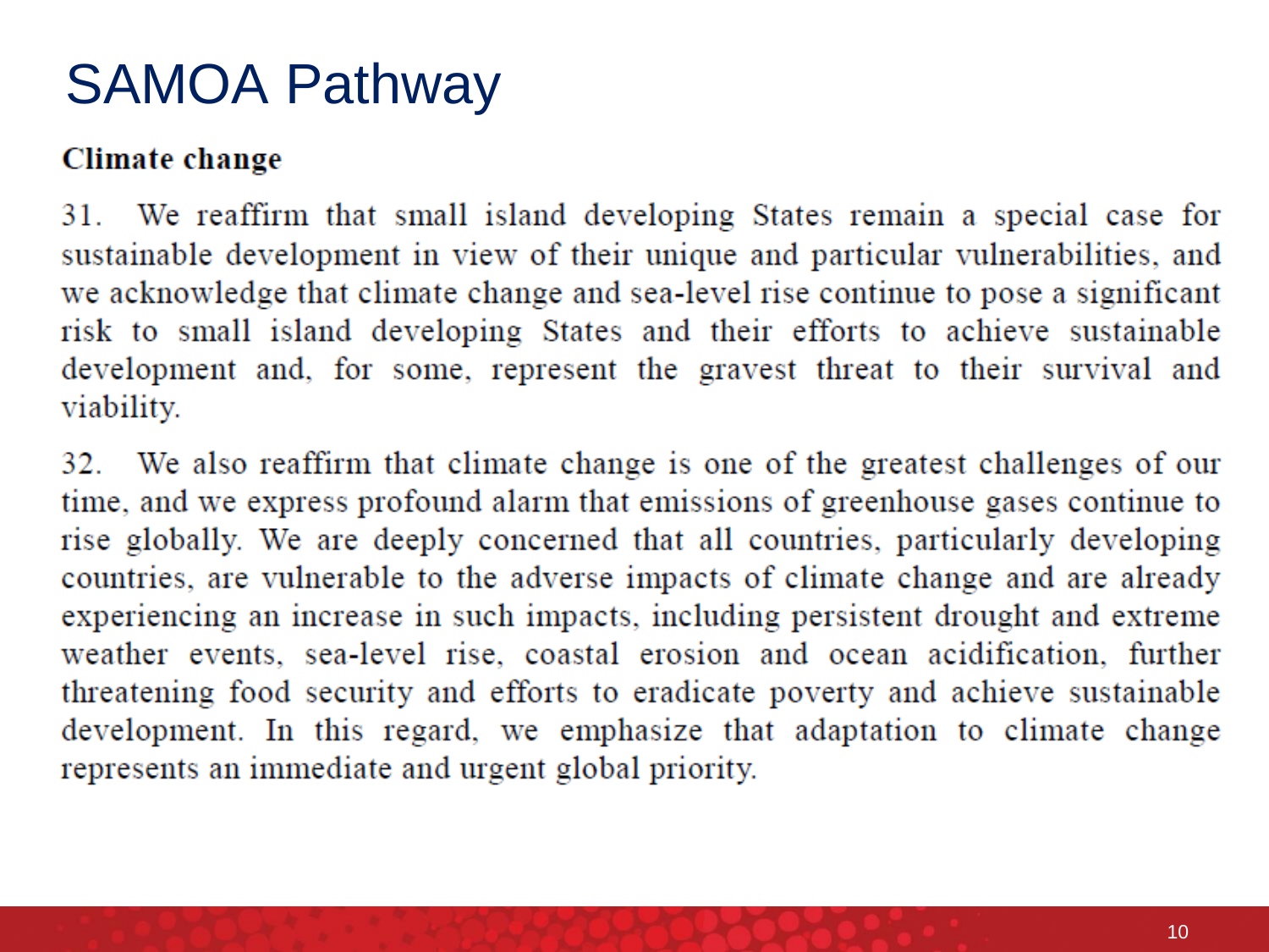# SAMOA Pathway

**Climate change**

31. We reaffirm that small island developing States remain a special case for sustainable development in view of their unique and particular vulnerabilities, and we acknowledge that climate change and sea-level rise continue to pose a significant risk to small island developing States and their efforts to achieve sustainable development and, for some, represent the gravest threat to their survival and viability.

32. We also reaffirm that climate change is one of the greatest challenges of our time, and we express profound alarm that emissions of greenhouse gases continue to rise globally. We are deeply concerned that all countries, particularly developing countries, are vulnerable to the adverse impacts of climate change and are already experiencing an increase in such impacts, including persistent drought and extreme weather events, sea-level rise, coastal erosion and ocean acidification, further threatening food security and efforts to eradicate poverty and achieve sustainable development. In this regard, we emphasize that adaptation to climate change represents an immediate and urgent global priority.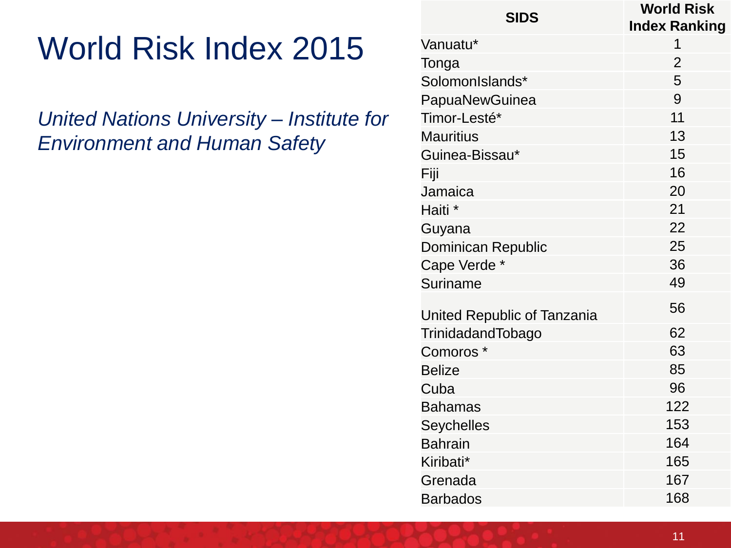# World Risk Index 2015

*United Nations University – Institute for Environment and Human Safety*

| SIDS | World Risk Index Ranking |
|---|---|
| Vanuatu* | 1 |
| Tonga | 2 |
| SolomonIslands* | 5 |
| PapuaNewGuinea | 9 |
| Timor-Lesté* | 11 |
| Mauritius | 13 |
| Guinea-Bissau* | 15 |
| Fiji | 16 |
| Jamaica | 20 |
| Haiti * | 21 |
| Guyana | 22 |
| Dominican Republic | 25 |
| Cape Verde * | 36 |
| Suriname | 49 |
| United Republic of Tanzania | 56 |
| TrinidadandTobago | 62 |
| Comoros * | 63 |
| Belize | 85 |
| Cuba | 96 |
| Bahamas | 122 |
| Seychelles | 153 |
| Bahrain | 164 |
| Kiribati* | 165 |
| Grenada | 167 |
| Barbados | 168 |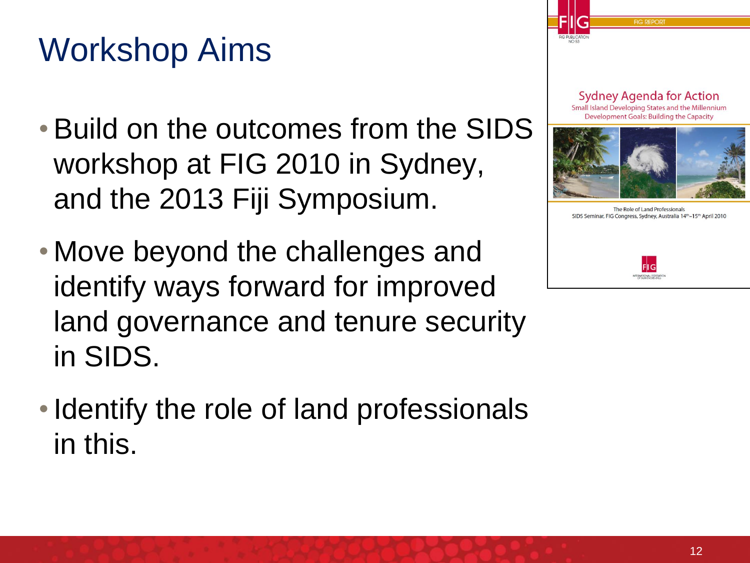# Workshop Aims

- Build on the outcomes from the SIDS workshop at FIG 2010 in Sydney, and the 2013 Fiji Symposium.
- Move beyond the challenges and identify ways forward for improved land governance and tenure security in SIDS.
- Identify the role of land professionals in this.

FIG REPORT

FIG PUBLICATION NO 53

Sydney Agenda for Action
Small Island Developing States and the Millennium Development Goals: Building the Capacity

The Role of Land Professionals
SIDS Seminar, FIG Congress, Sydney, Australia 14th–15th April 2010

INTERNATIONAL FEDERATION OF SURVEYORS (FIG)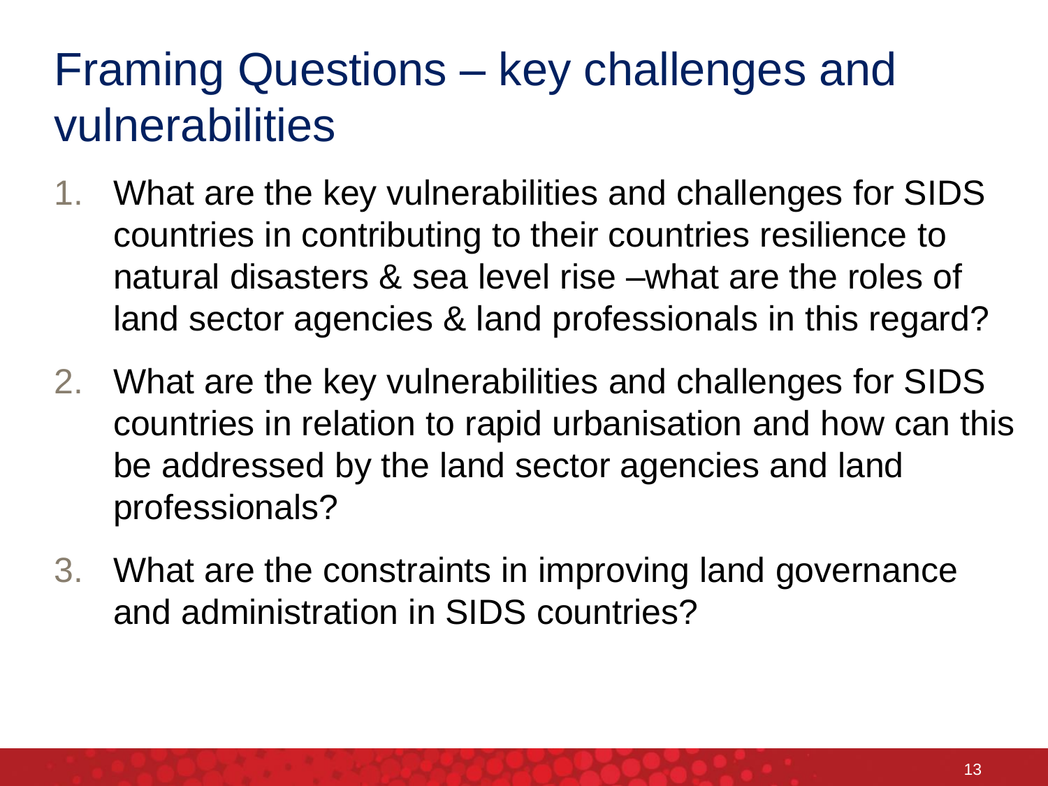# Framing Questions – key challenges and vulnerabilities

1. What are the key vulnerabilities and challenges for SIDS countries in contributing to their countries resilience to natural disasters & sea level rise –what are the roles of land sector agencies & land professionals in this regard?
2. What are the key vulnerabilities and challenges for SIDS countries in relation to rapid urbanisation and how can this be addressed by the land sector agencies and land professionals?
3. What are the constraints in improving land governance and administration in SIDS countries?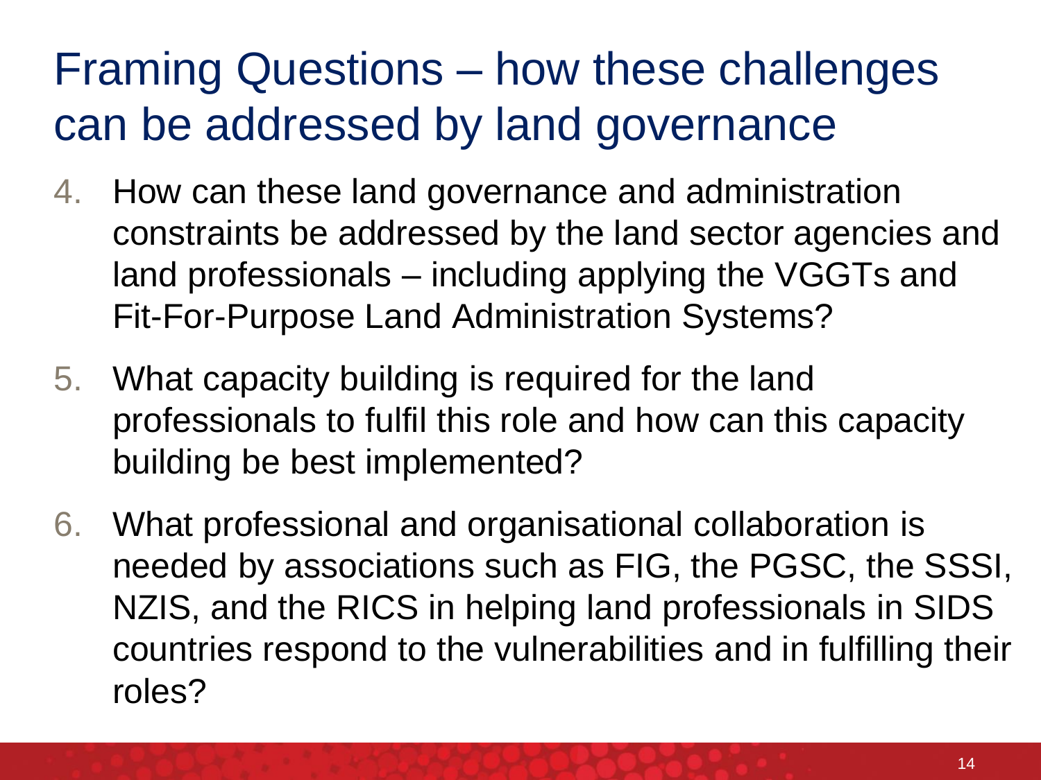# Framing Questions – how these challenges can be addressed by land governance

4. How can these land governance and administration constraints be addressed by the land sector agencies and land professionals – including applying the VGGTs and Fit-For-Purpose Land Administration Systems?
5. What capacity building is required for the land professionals to fulfil this role and how can this capacity building be best implemented?
6. What professional and organisational collaboration is needed by associations such as FIG, the PGSC, the SSSI, NZIS, and the RICS in helping land professionals in SIDS countries respond to the vulnerabilities and in fulfilling their roles?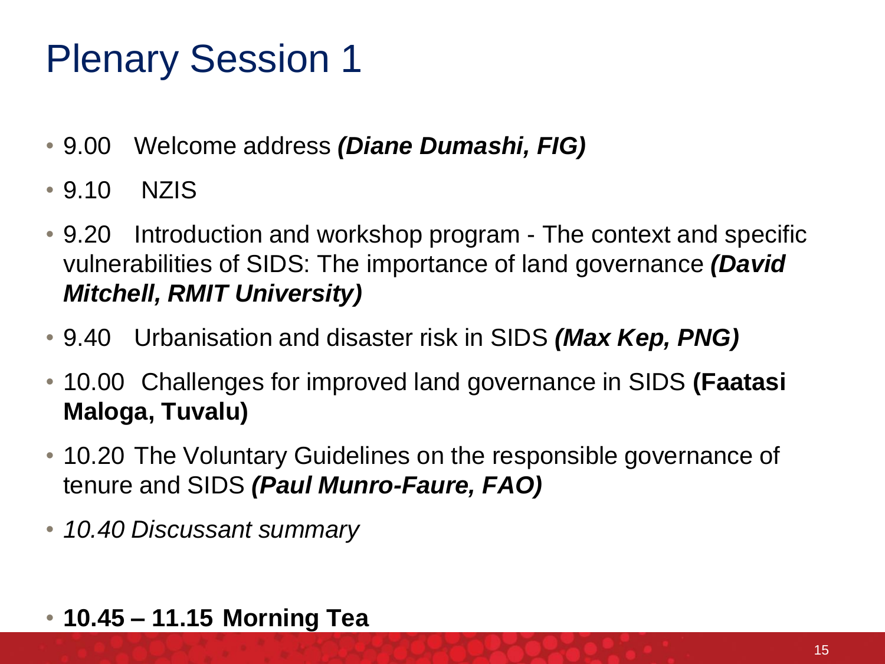# Plenary Session 1

- 9.00 Welcome address ***(Diane Dumashi, FIG)***
- 9.10 NZIS
- 9.20 Introduction and workshop program - The context and specific vulnerabilities of SIDS: The importance of land governance ***(David Mitchell, RMIT University)***
- 9.40 Urbanisation and disaster risk in SIDS ***(Max Kep, PNG)***
- 10.00 Challenges for improved land governance in SIDS **(Faatasi Maloga, Tuvalu)**
- 10.20 The Voluntary Guidelines on the responsible governance of tenure and SIDS ***(Paul Munro-Faure, FAO)***
- *10.40 Discussant summary*

- **10.45 – 11.15 Morning Tea**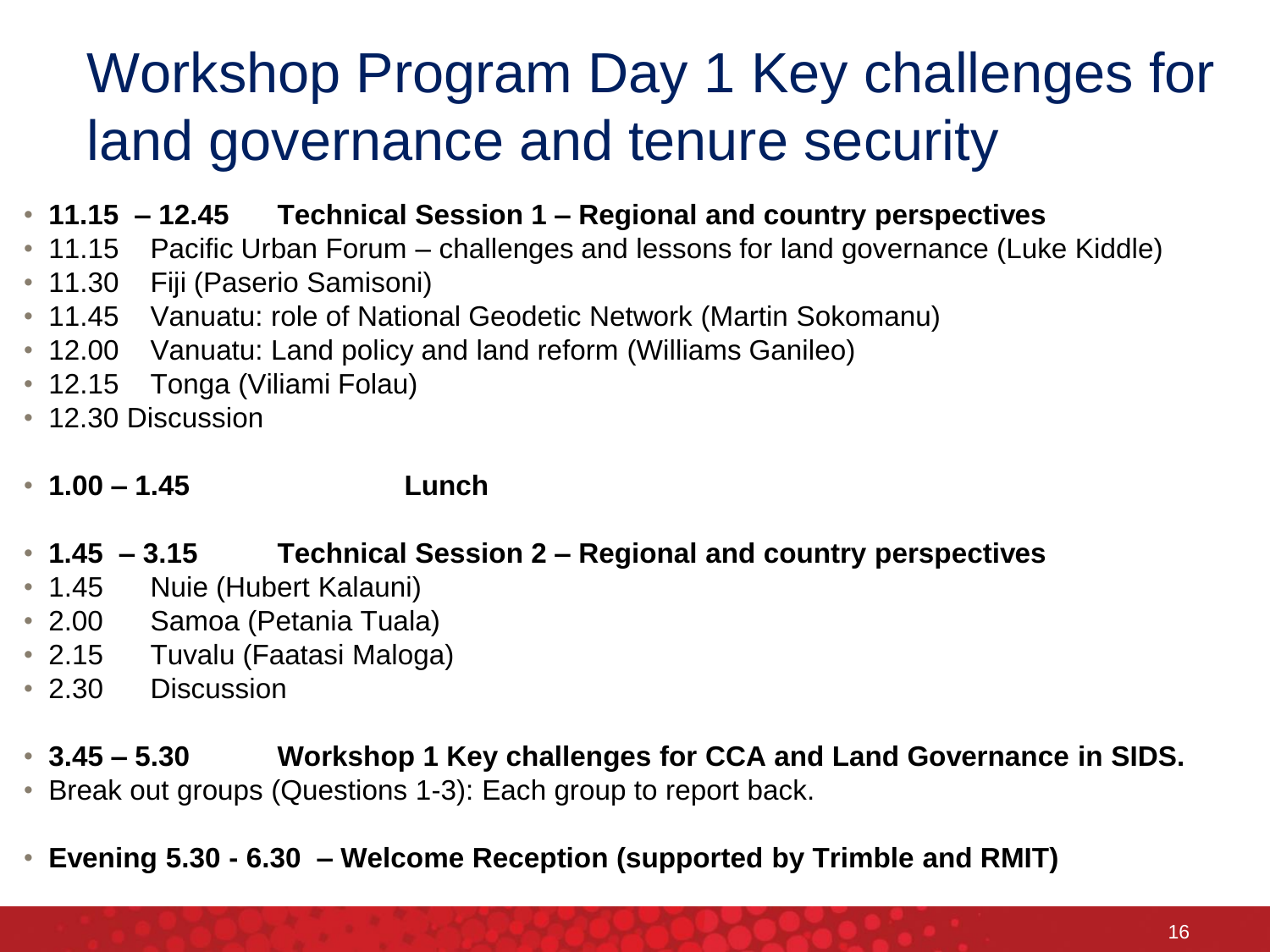# Workshop Program Day 1 Key challenges for land governance and tenure security

- **11.15 – 12.45 Technical Session 1 – Regional and country perspectives**
- 11.15 Pacific Urban Forum – challenges and lessons for land governance (Luke Kiddle)
- 11.30 Fiji (Paserio Samisoni)
- 11.45 Vanuatu: role of National Geodetic Network (Martin Sokomanu)
- 12.00 Vanuatu: Land policy and land reform (Williams Ganileo)
- 12.15 Tonga (Viliami Folau)
- 12.30 Discussion

- **1.00 – 1.45 Lunch**

- **1.45 – 3.15 Technical Session 2 – Regional and country perspectives**
- 1.45 Nuie (Hubert Kalauni)
- 2.00 Samoa (Petania Tuala)
- 2.15 Tuvalu (Faatasi Maloga)
- 2.30 Discussion

- **3.45 – 5.30 Workshop 1 Key challenges for CCA and Land Governance in SIDS.**
- Break out groups (Questions 1-3): Each group to report back.

- **Evening 5.30 - 6.30 – Welcome Reception (supported by Trimble and RMIT)**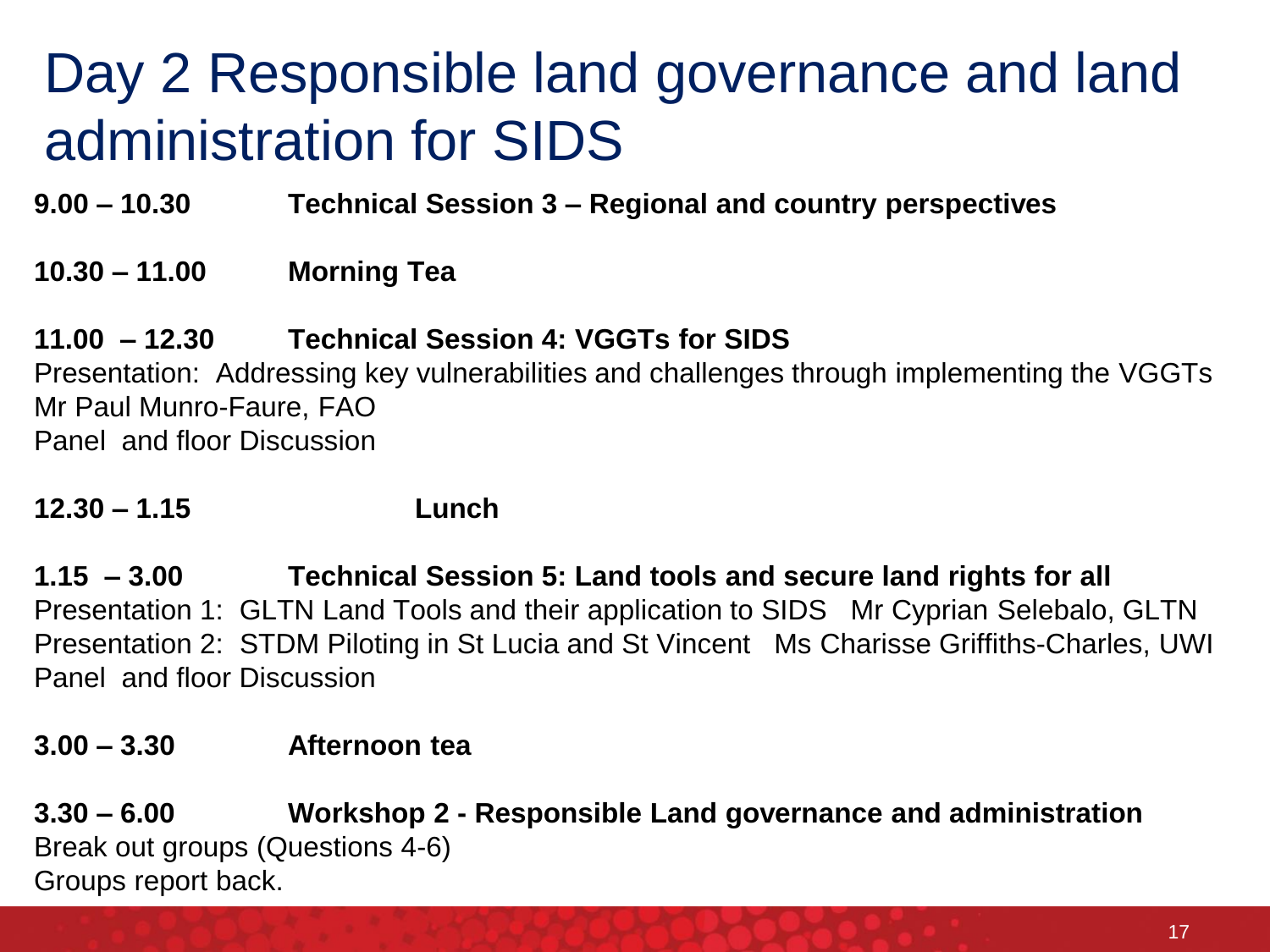# Day 2 Responsible land governance and land administration for SIDS

**9.00 – 10.30 Technical Session 3 – Regional and country perspectives**

**10.30 – 11.00 Morning Tea**

**11.00 – 12.30 Technical Session 4: VGGTs for SIDS**

Presentation: Addressing key vulnerabilities and challenges through implementing the VGGTs
Mr Paul Munro-Faure, FAO
Panel and floor Discussion

**12.30 – 1.15 Lunch**

**1.15 – 3.00 Technical Session 5: Land tools and secure land rights for all**

Presentation 1: GLTN Land Tools and their application to SIDS Mr Cyprian Selebalo, GLTN
Presentation 2: STDM Piloting in St Lucia and St Vincent Ms Charisse Griffiths-Charles, UWI
Panel and floor Discussion

**3.00 – 3.30 Afternoon tea**

**3.30 – 6.00 Workshop 2 - Responsible Land governance and administration**

Break out groups (Questions 4-6)
Groups report back.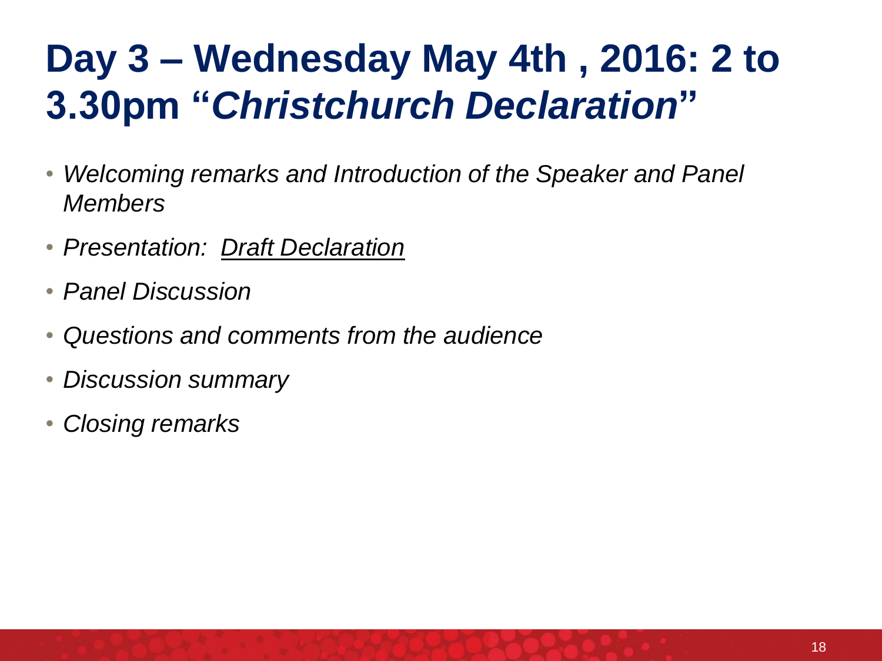# Day 3 – Wednesday May 4th , 2016: 2 to 3.30pm "*Christchurch Declaration*"

- *Welcoming remarks and Introduction of the Speaker and Panel Members*
- *Presentation: Draft Declaration*
- *Panel Discussion*
- *Questions and comments from the audience*
- *Discussion summary*
- *Closing remarks*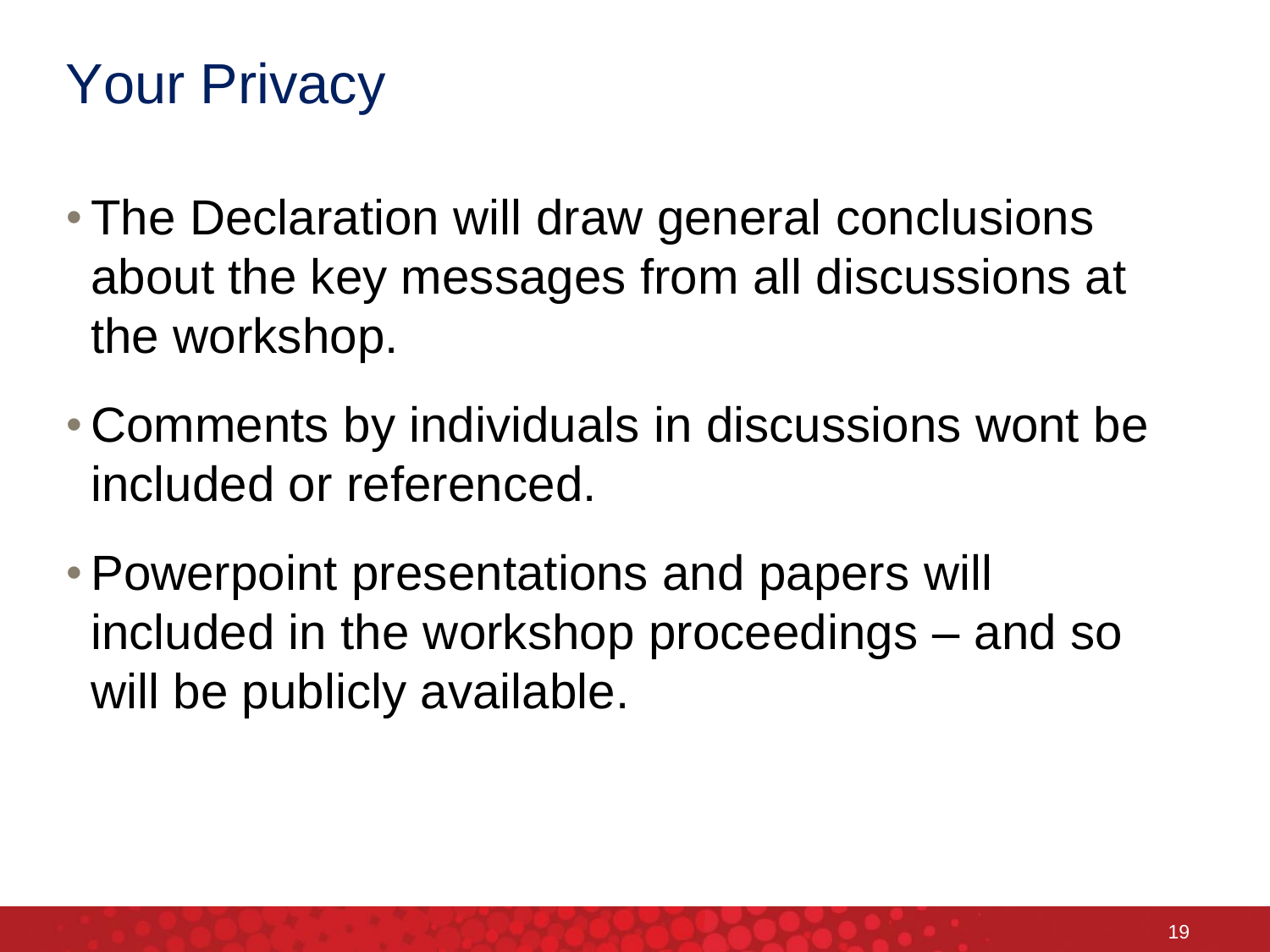# Your Privacy

- The Declaration will draw general conclusions about the key messages from all discussions at the workshop.
- Comments by individuals in discussions wont be included or referenced.
- Powerpoint presentations and papers will included in the workshop proceedings – and so will be publicly available.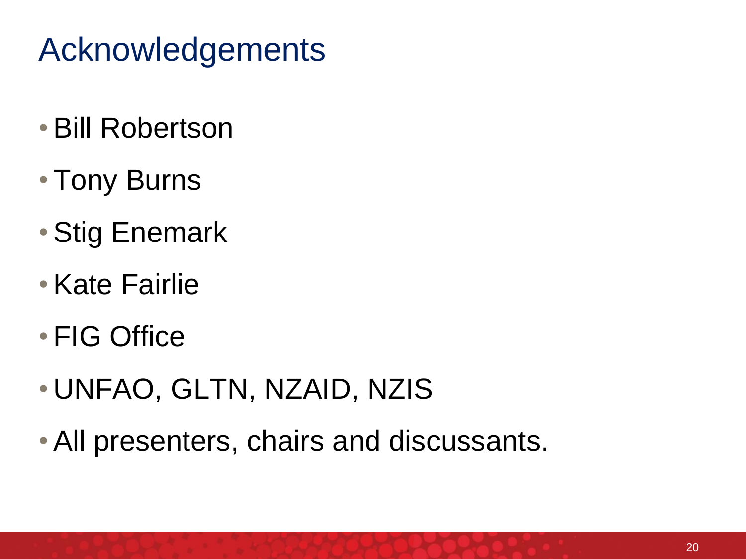# Acknowledgements

- Bill Robertson
- Tony Burns
- Stig Enemark
- Kate Fairlie
- FIG Office
- UNFAO, GLTN, NZAID, NZIS
- All presenters, chairs and discussants.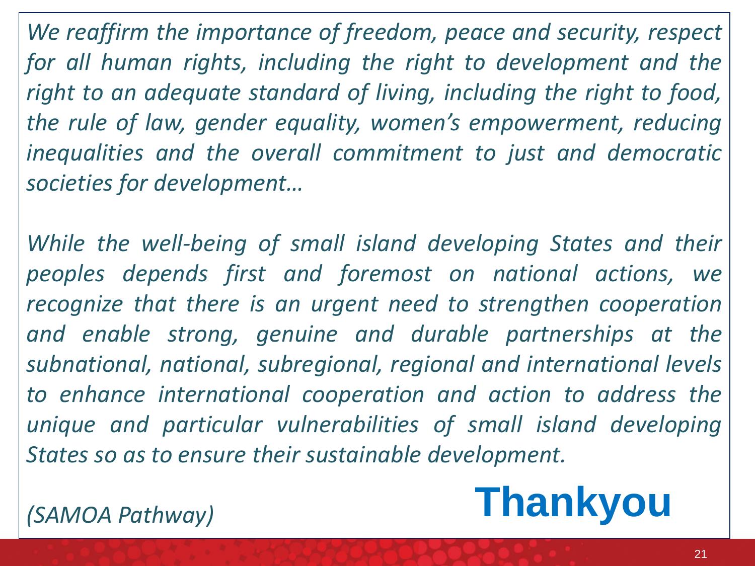*We reaffirm the importance of freedom, peace and security, respect for all human rights, including the right to development and the right to an adequate standard of living, including the right to food, the rule of law, gender equality, women's empowerment, reducing inequalities and the overall commitment to just and democratic societies for development…*

*While the well-being of small island developing States and their peoples depends first and foremost on national actions, we recognize that there is an urgent need to strengthen cooperation and enable strong, genuine and durable partnerships at the subnational, national, subregional, regional and international levels to enhance international cooperation and action to address the unique and particular vulnerabilities of small island developing States so as to ensure their sustainable development.*

*(SAMOA Pathway)*

**Thankyou**